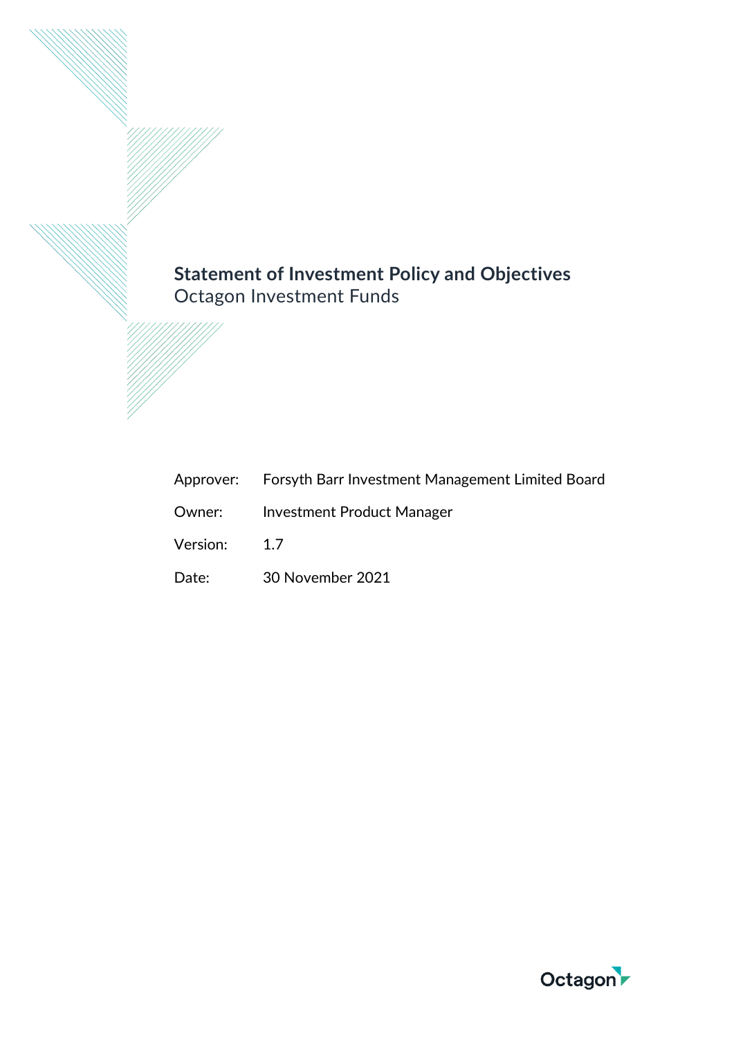# Statement of Investment Policy and Objectives

Octagon Investment Funds

| | |
|---|---|
| Approver: | Forsyth Barr Investment Management Limited Board |
| Owner: | Investment Product Manager |
| Version: | 1.7 |
| Date: | 30 November 2021 |

Octagon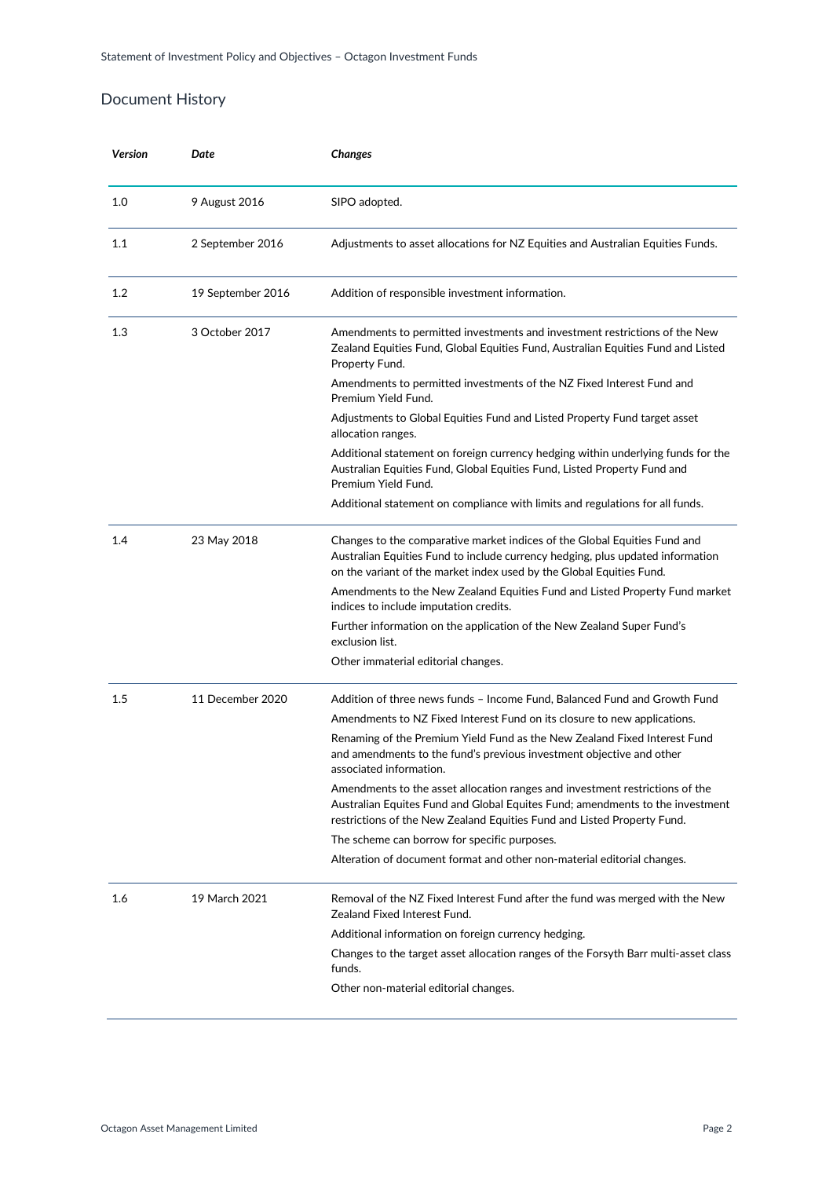## Document History

| *Version* | *Date* | *Changes* |
|---|---|---|
| 1.0 | 9 August 2016 | SIPO adopted. |
| 1.1 | 2 September 2016 | Adjustments to asset allocations for NZ Equities and Australian Equities Funds. |
| 1.2 | 19 September 2016 | Addition of responsible investment information. |
| 1.3 | 3 October 2017 | Amendments to permitted investments and investment restrictions of the New Zealand Equities Fund, Global Equities Fund, Australian Equities Fund and Listed Property Fund.<br>Amendments to permitted investments of the NZ Fixed Interest Fund and Premium Yield Fund.<br>Adjustments to Global Equities Fund and Listed Property Fund target asset allocation ranges.<br>Additional statement on foreign currency hedging within underlying funds for the Australian Equities Fund, Global Equities Fund, Listed Property Fund and Premium Yield Fund.<br>Additional statement on compliance with limits and regulations for all funds. |
| 1.4 | 23 May 2018 | Changes to the comparative market indices of the Global Equities Fund and Australian Equities Fund to include currency hedging, plus updated information on the variant of the market index used by the Global Equities Fund.<br>Amendments to the New Zealand Equities Fund and Listed Property Fund market indices to include imputation credits.<br>Further information on the application of the New Zealand Super Fund's exclusion list.<br>Other immaterial editorial changes. |
| 1.5 | 11 December 2020 | Addition of three news funds – Income Fund, Balanced Fund and Growth Fund<br>Amendments to NZ Fixed Interest Fund on its closure to new applications.<br>Renaming of the Premium Yield Fund as the New Zealand Fixed Interest Fund and amendments to the fund's previous investment objective and other associated information.<br>Amendments to the asset allocation ranges and investment restrictions of the Australian Equites Fund and Global Equites Fund; amendments to the investment restrictions of the New Zealand Equities Fund and Listed Property Fund.<br>The scheme can borrow for specific purposes.<br>Alteration of document format and other non-material editorial changes. |
| 1.6 | 19 March 2021 | Removal of the NZ Fixed Interest Fund after the fund was merged with the New Zealand Fixed Interest Fund.<br>Additional information on foreign currency hedging.<br>Changes to the target asset allocation ranges of the Forsyth Barr multi-asset class funds.<br>Other non-material editorial changes. |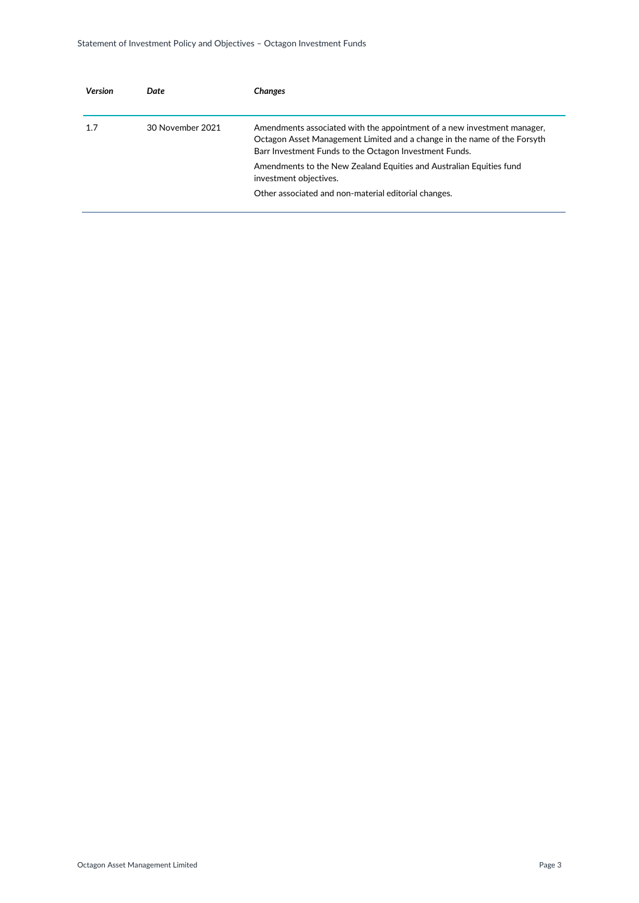| *Version* | *Date* | *Changes* |
| --- | --- | --- |
| 1.7 | 30 November 2021 | Amendments associated with the appointment of a new investment manager, Octagon Asset Management Limited and a change in the name of the Forsyth Barr Investment Funds to the Octagon Investment Funds.<br><br>Amendments to the New Zealand Equities and Australian Equities fund investment objectives.<br><br>Other associated and non-material editorial changes. |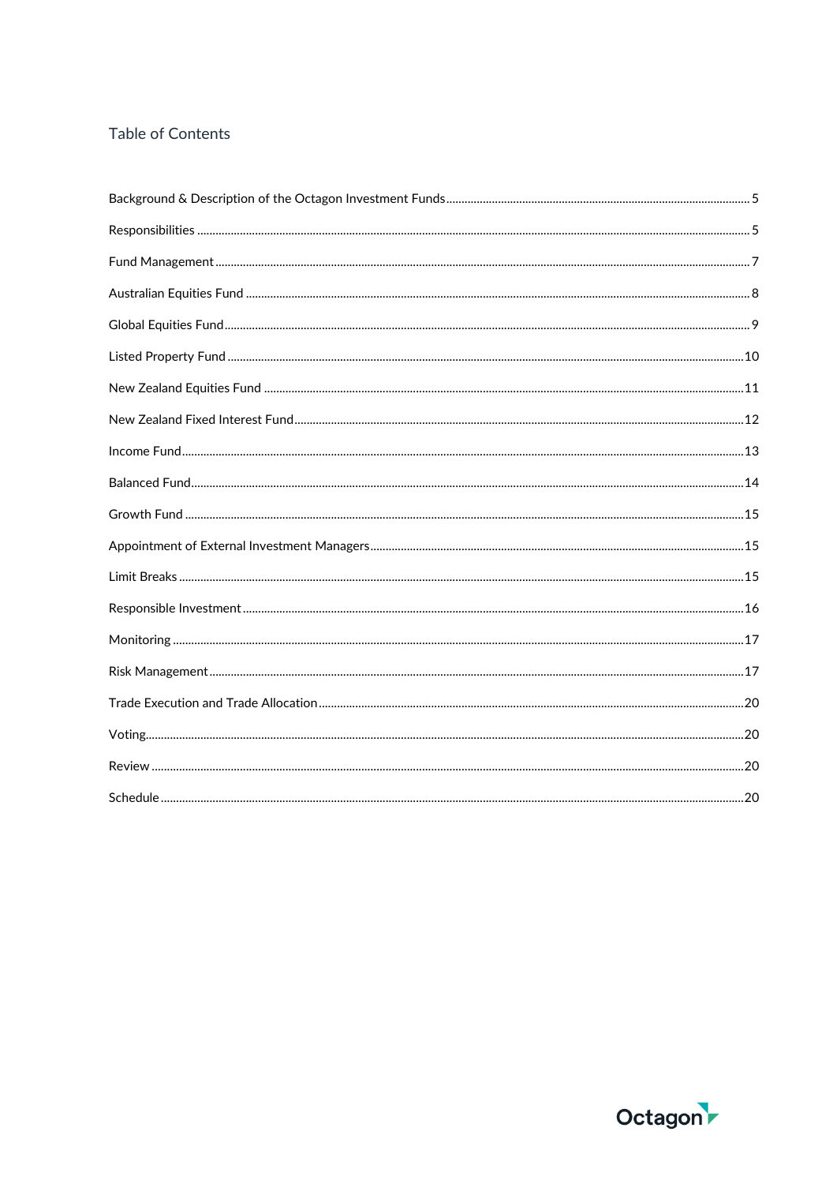## Table of Contents

Background & Description of the Octagon Investment Funds ........ 5

Responsibilities ........ 5

Fund Management ........ 7

Australian Equities Fund ........ 8

Global Equities Fund ........ 9

Listed Property Fund ........ 10

New Zealand Equities Fund ........ 11

New Zealand Fixed Interest Fund ........ 12

Income Fund ........ 13

Balanced Fund ........ 14

Growth Fund ........ 15

Appointment of External Investment Managers ........ 15

Limit Breaks ........ 15

Responsible Investment ........ 16

Monitoring ........ 17

Risk Management ........ 17

Trade Execution and Trade Allocation ........ 20

Voting ........ 20

Review ........ 20

Schedule ........ 20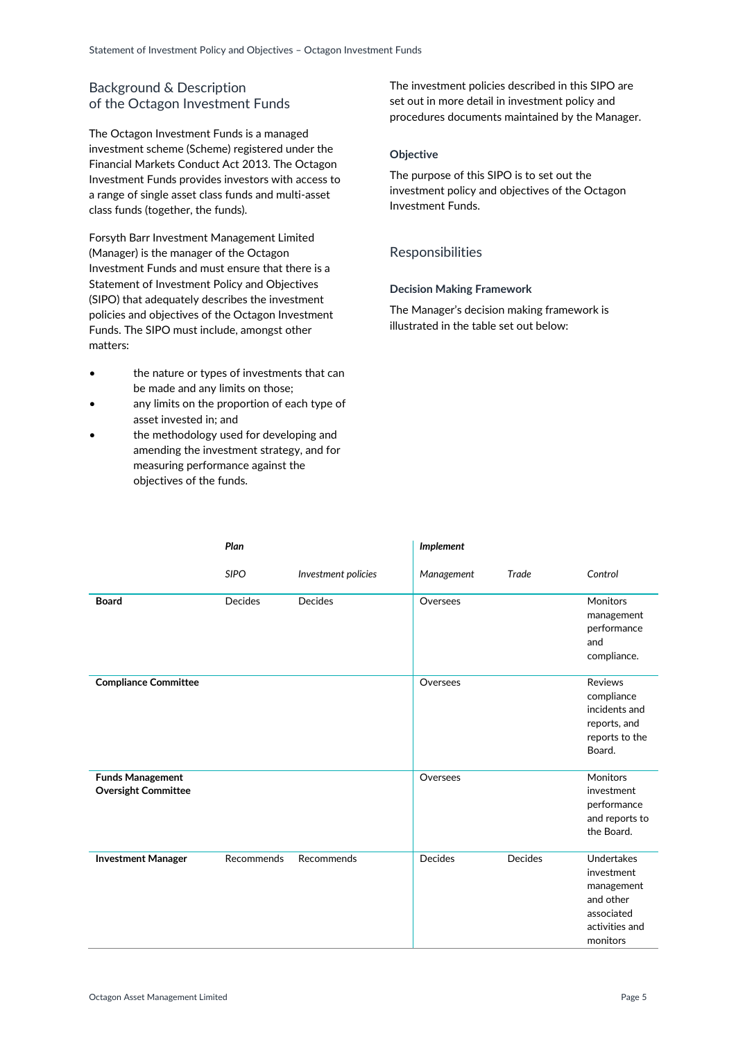## Background & Description of the Octagon Investment Funds

The Octagon Investment Funds is a managed investment scheme (Scheme) registered under the Financial Markets Conduct Act 2013. The Octagon Investment Funds provides investors with access to a range of single asset class funds and multi-asset class funds (together, the funds).

Forsyth Barr Investment Management Limited (Manager) is the manager of the Octagon Investment Funds and must ensure that there is a Statement of Investment Policy and Objectives (SIPO) that adequately describes the investment policies and objectives of the Octagon Investment Funds. The SIPO must include, amongst other matters:

- the nature or types of investments that can be made and any limits on those;
- any limits on the proportion of each type of asset invested in; and
- the methodology used for developing and amending the investment strategy, and for measuring performance against the objectives of the funds.

The investment policies described in this SIPO are set out in more detail in investment policy and procedures documents maintained by the Manager.

### Objective

The purpose of this SIPO is to set out the investment policy and objectives of the Octagon Investment Funds.

## Responsibilities

### Decision Making Framework

The Manager's decision making framework is illustrated in the table set out below:

| | *Plan* | | *Implement* | | |
|---|---|---|---|---|---|
| | *SIPO* | *Investment policies* | *Management* | *Trade* | *Control* |
| **Board** | Decides | Decides | Oversees | | Monitors management performance and compliance. |
| **Compliance Committee** | | | Oversees | | Reviews compliance incidents and reports, and reports to the Board. |
| **Funds Management Oversight Committee** | | | Oversees | | Monitors investment performance and reports to the Board. |
| **Investment Manager** | Recommends | Recommends | Decides | Decides | Undertakes investment management and other associated activities and monitors |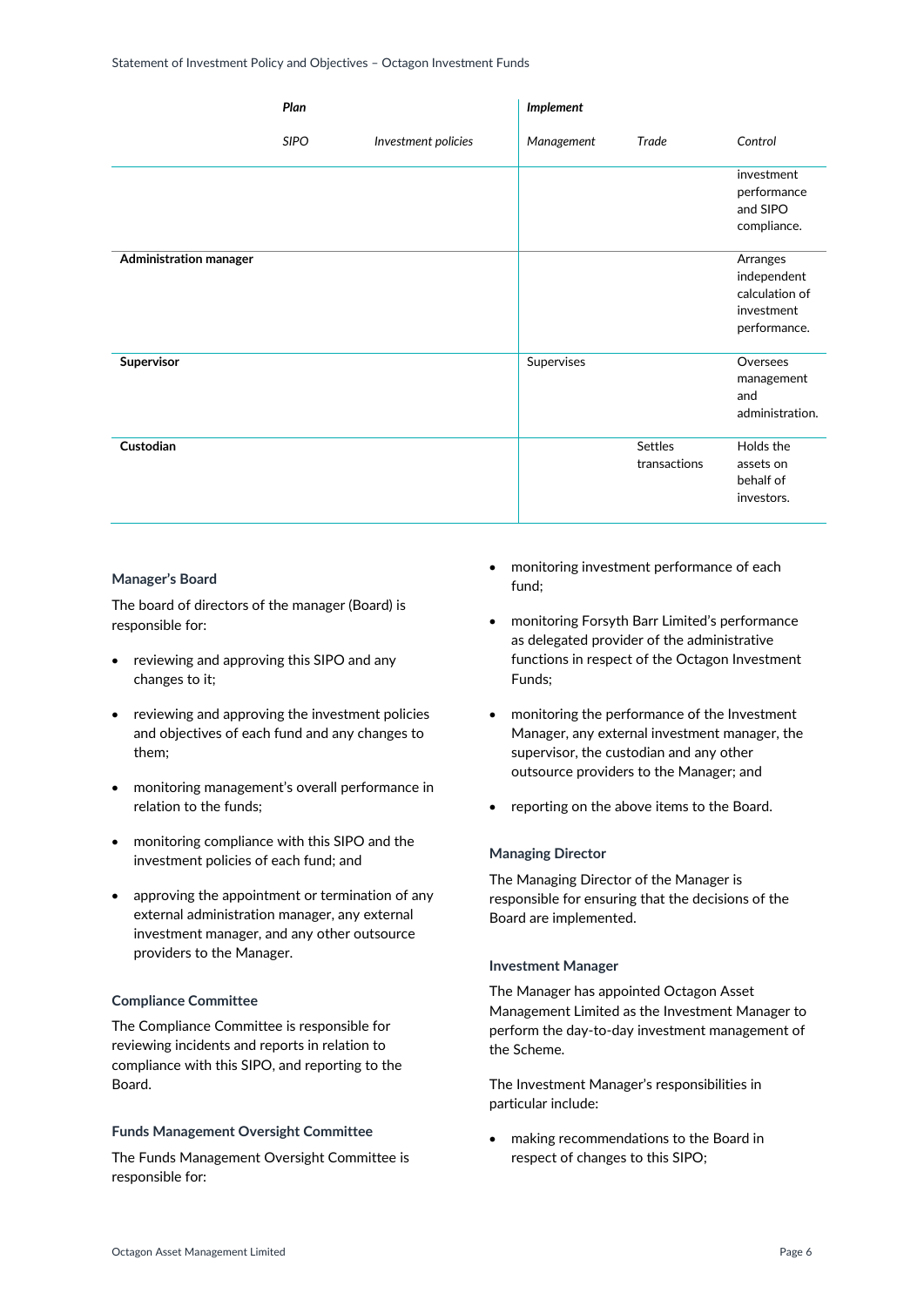| | Plan | | Implement | | |
|---|---|---|---|---|---|
| | *SIPO* | *Investment policies* | *Management* | *Trade* | *Control* |
| | | | | | investment performance and SIPO compliance. |
| **Administration manager** | | | | | Arranges independent calculation of investment performance. |
| **Supervisor** | | | Supervises | | Oversees management and administration. |
| **Custodian** | | | | Settles transactions | Holds the assets on behalf of investors. |

#### Manager's Board

The board of directors of the manager (Board) is responsible for:

- reviewing and approving this SIPO and any changes to it;
- reviewing and approving the investment policies and objectives of each fund and any changes to them;
- monitoring management's overall performance in relation to the funds;
- monitoring compliance with this SIPO and the investment policies of each fund; and
- approving the appointment or termination of any external administration manager, any external investment manager, and any other outsource providers to the Manager.

#### Compliance Committee

The Compliance Committee is responsible for reviewing incidents and reports in relation to compliance with this SIPO, and reporting to the Board.

#### Funds Management Oversight Committee

The Funds Management Oversight Committee is responsible for:

- monitoring investment performance of each fund;
- monitoring Forsyth Barr Limited's performance as delegated provider of the administrative functions in respect of the Octagon Investment Funds;
- monitoring the performance of the Investment Manager, any external investment manager, the supervisor, the custodian and any other outsource providers to the Manager; and
- reporting on the above items to the Board.

#### Managing Director

The Managing Director of the Manager is responsible for ensuring that the decisions of the Board are implemented.

#### Investment Manager

The Manager has appointed Octagon Asset Management Limited as the Investment Manager to perform the day-to-day investment management of the Scheme.

The Investment Manager's responsibilities in particular include:

- making recommendations to the Board in respect of changes to this SIPO;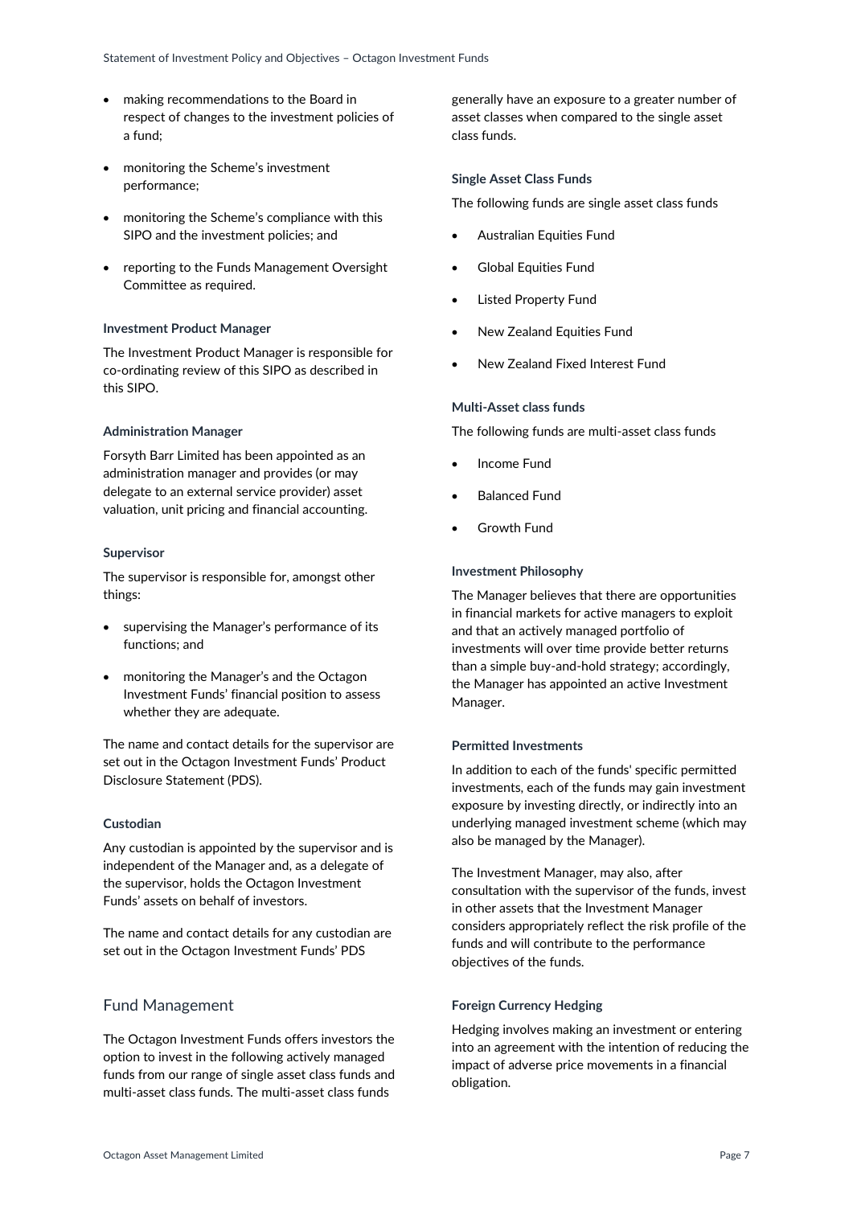- making recommendations to the Board in respect of changes to the investment policies of a fund;
- monitoring the Scheme's investment performance;
- monitoring the Scheme's compliance with this SIPO and the investment policies; and
- reporting to the Funds Management Oversight Committee as required.

### Investment Product Manager

The Investment Product Manager is responsible for co-ordinating review of this SIPO as described in this SIPO.

### Administration Manager

Forsyth Barr Limited has been appointed as an administration manager and provides (or may delegate to an external service provider) asset valuation, unit pricing and financial accounting.

### Supervisor

The supervisor is responsible for, amongst other things:

- supervising the Manager's performance of its functions; and
- monitoring the Manager's and the Octagon Investment Funds' financial position to assess whether they are adequate.

The name and contact details for the supervisor are set out in the Octagon Investment Funds' Product Disclosure Statement (PDS).

### Custodian

Any custodian is appointed by the supervisor and is independent of the Manager and, as a delegate of the supervisor, holds the Octagon Investment Funds' assets on behalf of investors.

The name and contact details for any custodian are set out in the Octagon Investment Funds' PDS

## Fund Management

The Octagon Investment Funds offers investors the option to invest in the following actively managed funds from our range of single asset class funds and multi-asset class funds. The multi-asset class funds generally have an exposure to a greater number of asset classes when compared to the single asset class funds.

### Single Asset Class Funds

The following funds are single asset class funds

- Australian Equities Fund
- Global Equities Fund
- Listed Property Fund
- New Zealand Equities Fund
- New Zealand Fixed Interest Fund

### Multi-Asset class funds

The following funds are multi-asset class funds

- Income Fund
- Balanced Fund
- Growth Fund

### Investment Philosophy

The Manager believes that there are opportunities in financial markets for active managers to exploit and that an actively managed portfolio of investments will over time provide better returns than a simple buy-and-hold strategy; accordingly, the Manager has appointed an active Investment Manager.

### Permitted Investments

In addition to each of the funds' specific permitted investments, each of the funds may gain investment exposure by investing directly, or indirectly into an underlying managed investment scheme (which may also be managed by the Manager).

The Investment Manager, may also, after consultation with the supervisor of the funds, invest in other assets that the Investment Manager considers appropriately reflect the risk profile of the funds and will contribute to the performance objectives of the funds.

### Foreign Currency Hedging

Hedging involves making an investment or entering into an agreement with the intention of reducing the impact of adverse price movements in a financial obligation.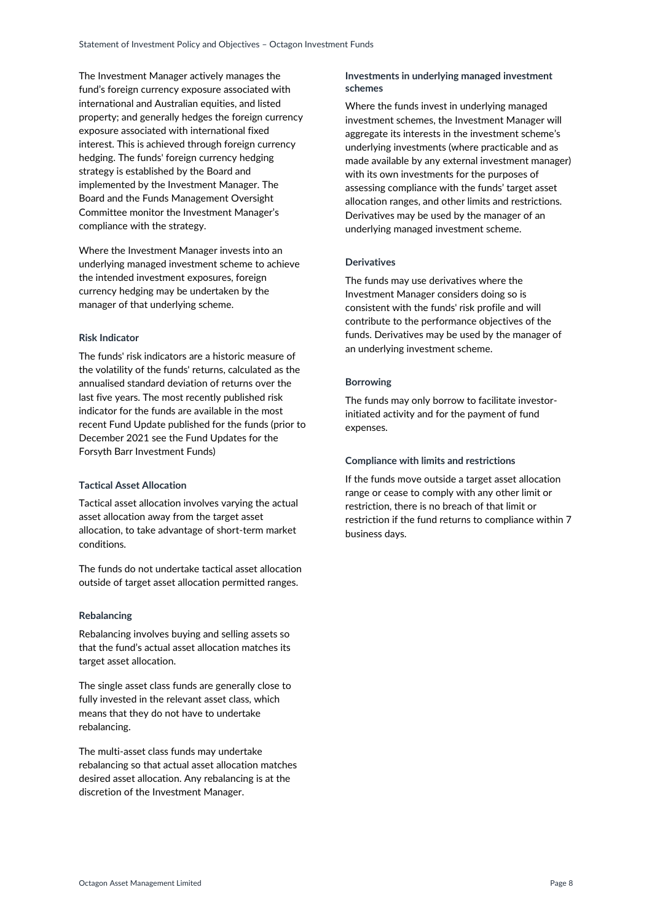The Investment Manager actively manages the fund's foreign currency exposure associated with international and Australian equities, and listed property; and generally hedges the foreign currency exposure associated with international fixed interest. This is achieved through foreign currency hedging. The funds' foreign currency hedging strategy is established by the Board and implemented by the Investment Manager. The Board and the Funds Management Oversight Committee monitor the Investment Manager's compliance with the strategy.

Where the Investment Manager invests into an underlying managed investment scheme to achieve the intended investment exposures, foreign currency hedging may be undertaken by the manager of that underlying scheme.

### Risk Indicator

The funds' risk indicators are a historic measure of the volatility of the funds' returns, calculated as the annualised standard deviation of returns over the last five years. The most recently published risk indicator for the funds are available in the most recent Fund Update published for the funds (prior to December 2021 see the Fund Updates for the Forsyth Barr Investment Funds)

### Tactical Asset Allocation

Tactical asset allocation involves varying the actual asset allocation away from the target asset allocation, to take advantage of short-term market conditions.

The funds do not undertake tactical asset allocation outside of target asset allocation permitted ranges.

### Rebalancing

Rebalancing involves buying and selling assets so that the fund's actual asset allocation matches its target asset allocation.

The single asset class funds are generally close to fully invested in the relevant asset class, which means that they do not have to undertake rebalancing.

The multi-asset class funds may undertake rebalancing so that actual asset allocation matches desired asset allocation. Any rebalancing is at the discretion of the Investment Manager.

### Investments in underlying managed investment schemes

Where the funds invest in underlying managed investment schemes, the Investment Manager will aggregate its interests in the investment scheme's underlying investments (where practicable and as made available by any external investment manager) with its own investments for the purposes of assessing compliance with the funds' target asset allocation ranges, and other limits and restrictions. Derivatives may be used by the manager of an underlying managed investment scheme.

### Derivatives

The funds may use derivatives where the Investment Manager considers doing so is consistent with the funds' risk profile and will contribute to the performance objectives of the funds. Derivatives may be used by the manager of an underlying investment scheme.

### Borrowing

The funds may only borrow to facilitate investor-initiated activity and for the payment of fund expenses.

### Compliance with limits and restrictions

If the funds move outside a target asset allocation range or cease to comply with any other limit or restriction, there is no breach of that limit or restriction if the fund returns to compliance within 7 business days.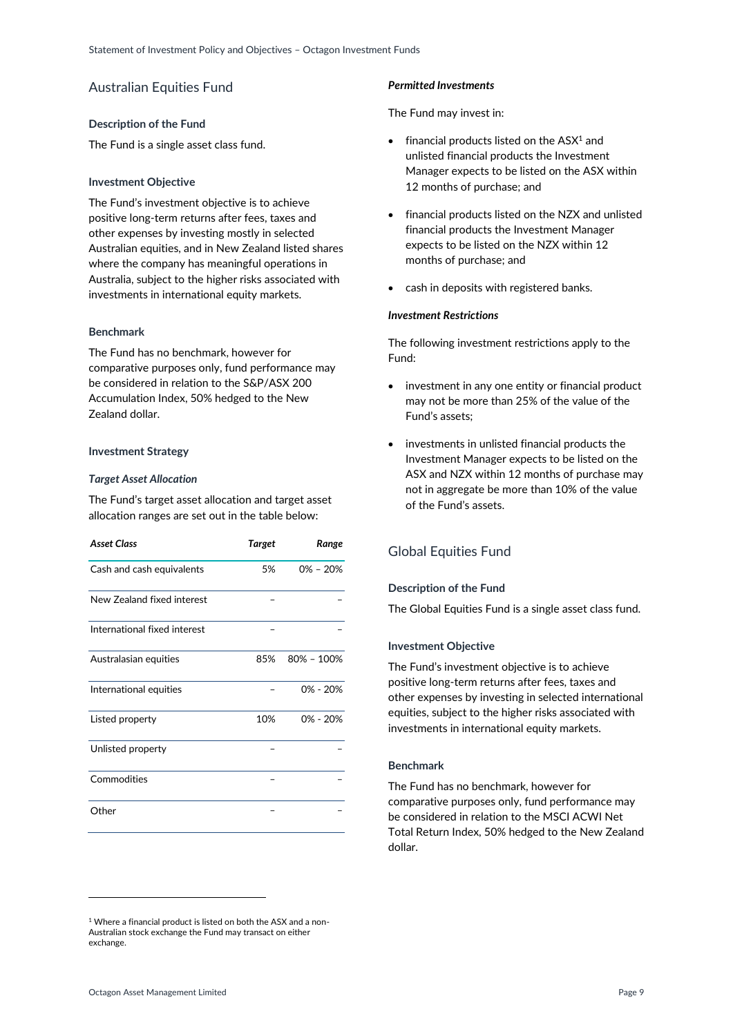## Australian Equities Fund

### Description of the Fund

The Fund is a single asset class fund.

### Investment Objective

The Fund's investment objective is to achieve positive long-term returns after fees, taxes and other expenses by investing mostly in selected Australian equities, and in New Zealand listed shares where the company has meaningful operations in Australia, subject to the higher risks associated with investments in international equity markets.

### Benchmark

The Fund has no benchmark, however for comparative purposes only, fund performance may be considered in relation to the S&P/ASX 200 Accumulation Index, 50% hedged to the New Zealand dollar.

### Investment Strategy

***Target Asset Allocation***

The Fund's target asset allocation and target asset allocation ranges are set out in the table below:

| *Asset Class* | *Target* | *Range* |
|---|---|---|
| Cash and cash equivalents | 5% | 0% – 20% |
| New Zealand fixed interest | – | – |
| International fixed interest | – | – |
| Australasian equities | 85% | 80% – 100% |
| International equities | – | 0% - 20% |
| Listed property | 10% | 0% - 20% |
| Unlisted property | – | – |
| Commodities | – | – |
| Other | – | – |

***Permitted Investments***

The Fund may invest in:

- financial products listed on the ASX[1] and unlisted financial products the Investment Manager expects to be listed on the ASX within 12 months of purchase; and
- financial products listed on the NZX and unlisted financial products the Investment Manager expects to be listed on the NZX within 12 months of purchase; and
- cash in deposits with registered banks.

***Investment Restrictions***

The following investment restrictions apply to the Fund:

- investment in any one entity or financial product may not be more than 25% of the value of the Fund's assets;
- investments in unlisted financial products the Investment Manager expects to be listed on the ASX and NZX within 12 months of purchase may not in aggregate be more than 10% of the value of the Fund's assets.

## Global Equities Fund

### Description of the Fund

The Global Equities Fund is a single asset class fund.

### Investment Objective

The Fund's investment objective is to achieve positive long-term returns after fees, taxes and other expenses by investing in selected international equities, subject to the higher risks associated with investments in international equity markets.

### Benchmark

The Fund has no benchmark, however for comparative purposes only, fund performance may be considered in relation to the MSCI ACWI Net Total Return Index, 50% hedged to the New Zealand dollar.

---

[1] Where a financial product is listed on both the ASX and a non-Australian stock exchange the Fund may transact on either exchange.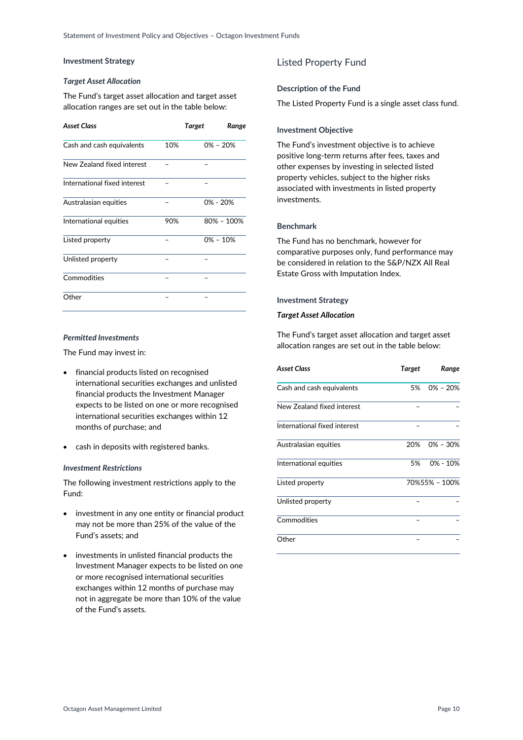### Investment Strategy

#### *Target Asset Allocation*

The Fund's target asset allocation and target asset allocation ranges are set out in the table below:

| *Asset Class* | *Target* | *Range* |
|---|---|---|
| Cash and cash equivalents | 10% | 0% – 20% |
| New Zealand fixed interest | – | – |
| International fixed interest | – | – |
| Australasian equities | – | 0% - 20% |
| International equities | 90% | 80% – 100% |
| Listed property | – | 0% – 10% |
| Unlisted property | – | – |
| Commodities | – | – |
| Other | – | – |

#### *Permitted Investments*

The Fund may invest in:

- financial products listed on recognised international securities exchanges and unlisted financial products the Investment Manager expects to be listed on one or more recognised international securities exchanges within 12 months of purchase; and
- cash in deposits with registered banks.

#### *Investment Restrictions*

The following investment restrictions apply to the Fund:

- investment in any one entity or financial product may not be more than 25% of the value of the Fund's assets; and
- investments in unlisted financial products the Investment Manager expects to be listed on one or more recognised international securities exchanges within 12 months of purchase may not in aggregate be more than 10% of the value of the Fund's assets.

## Listed Property Fund

### Description of the Fund

The Listed Property Fund is a single asset class fund.

### Investment Objective

The Fund's investment objective is to achieve positive long-term returns after fees, taxes and other expenses by investing in selected listed property vehicles, subject to the higher risks associated with investments in listed property investments.

### Benchmark

The Fund has no benchmark, however for comparative purposes only, fund performance may be considered in relation to the S&P/NZX All Real Estate Gross with Imputation Index.

### Investment Strategy

#### *Target Asset Allocation*

The Fund's target asset allocation and target asset allocation ranges are set out in the table below:

| *Asset Class* | *Target* | *Range* |
|---|---|---|
| Cash and cash equivalents | 5% | 0% – 20% |
| New Zealand fixed interest | – | – |
| International fixed interest | – | – |
| Australasian equities | 20% | 0% – 30% |
| International equities | 5% | 0% - 10% |
| Listed property | 70% | 55% – 100% |
| Unlisted property | – | – |
| Commodities | – | – |
| Other | – | – |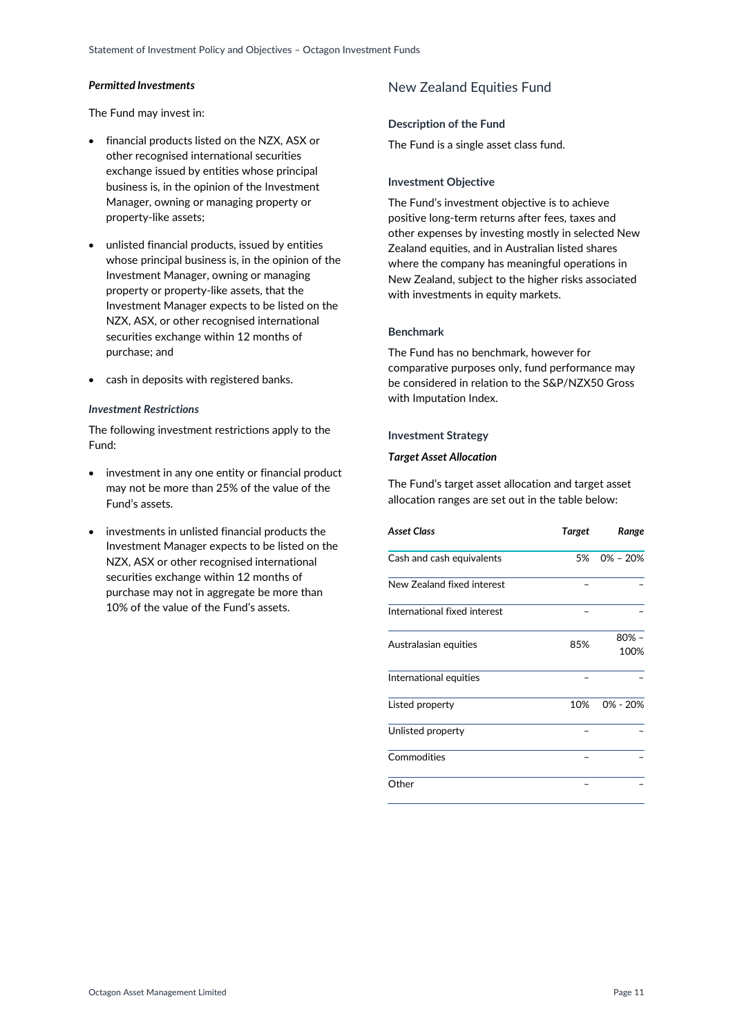***Permitted Investments***

The Fund may invest in:

- financial products listed on the NZX, ASX or other recognised international securities exchange issued by entities whose principal business is, in the opinion of the Investment Manager, owning or managing property or property-like assets;
- unlisted financial products, issued by entities whose principal business is, in the opinion of the Investment Manager, owning or managing property or property-like assets, that the Investment Manager expects to be listed on the NZX, ASX, or other recognised international securities exchange within 12 months of purchase; and
- cash in deposits with registered banks.

*Investment Restrictions*

The following investment restrictions apply to the Fund:

- investment in any one entity or financial product may not be more than 25% of the value of the Fund's assets.
- investments in unlisted financial products the Investment Manager expects to be listed on the NZX, ASX or other recognised international securities exchange within 12 months of purchase may not in aggregate be more than 10% of the value of the Fund's assets.

## New Zealand Equities Fund

**Description of the Fund**

The Fund is a single asset class fund.

**Investment Objective**

The Fund's investment objective is to achieve positive long-term returns after fees, taxes and other expenses by investing mostly in selected New Zealand equities, and in Australian listed shares where the company has meaningful operations in New Zealand, subject to the higher risks associated with investments in equity markets.

**Benchmark**

The Fund has no benchmark, however for comparative purposes only, fund performance may be considered in relation to the S&P/NZX50 Gross with Imputation Index.

**Investment Strategy**

***Target Asset Allocation***

The Fund's target asset allocation and target asset allocation ranges are set out in the table below:

| *Asset Class* | *Target* | *Range* |
|---|---|---|
| Cash and cash equivalents | 5% | 0% – 20% |
| New Zealand fixed interest | – | – |
| International fixed interest | – | – |
| Australasian equities | 85% | 80% – 100% |
| International equities | – | – |
| Listed property | 10% | 0% - 20% |
| Unlisted property | – | – |
| Commodities | – | – |
| Other | – | – |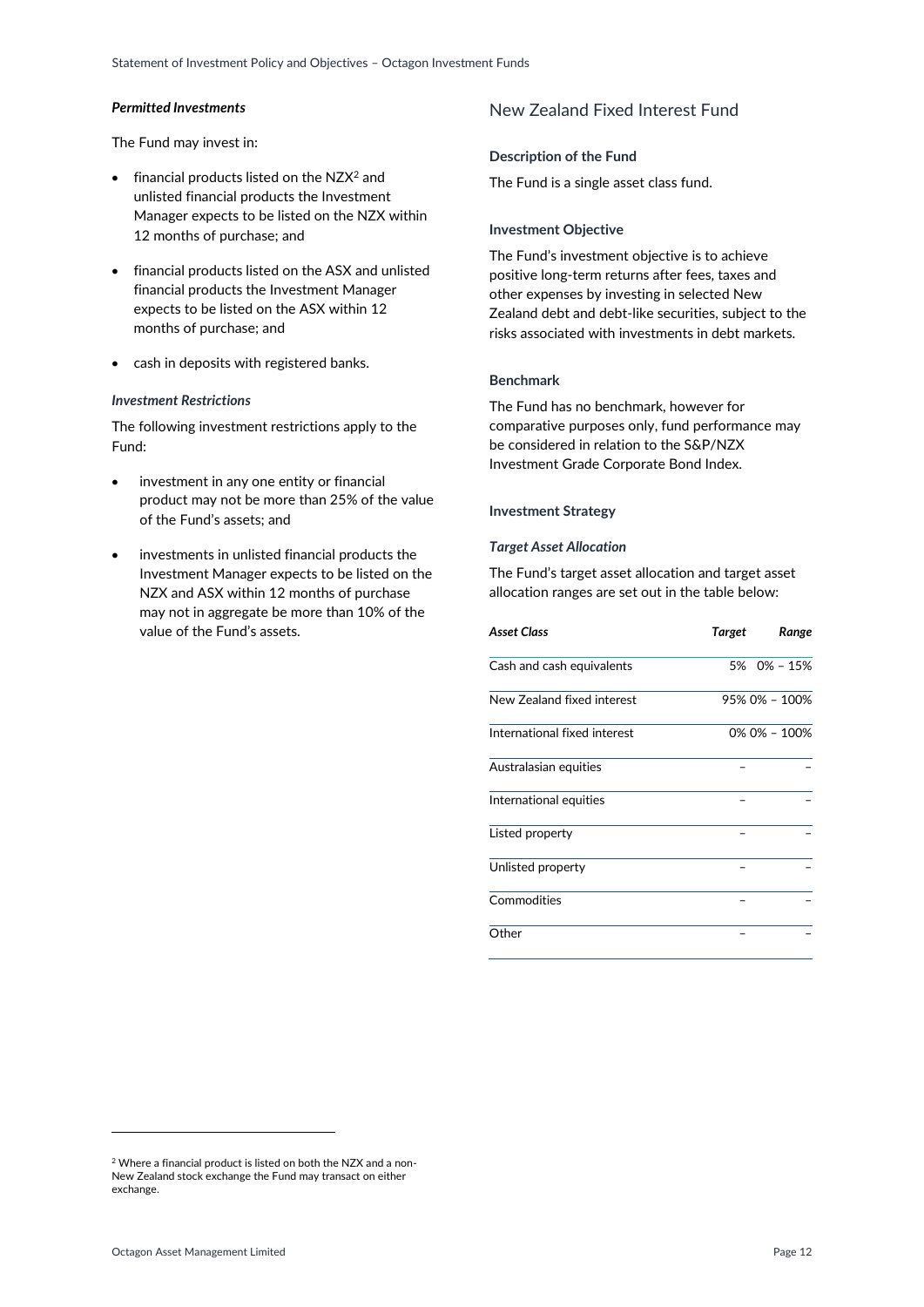***Permitted Investments***

The Fund may invest in:

- financial products listed on the NZX[2] and unlisted financial products the Investment Manager expects to be listed on the NZX within 12 months of purchase; and
- financial products listed on the ASX and unlisted financial products the Investment Manager expects to be listed on the ASX within 12 months of purchase; and
- cash in deposits with registered banks.

***Investment Restrictions***

The following investment restrictions apply to the Fund:

- investment in any one entity or financial product may not be more than 25% of the value of the Fund's assets; and
- investments in unlisted financial products the Investment Manager expects to be listed on the NZX and ASX within 12 months of purchase may not in aggregate be more than 10% of the value of the Fund's assets.

## New Zealand Fixed Interest Fund

**Description of the Fund**

The Fund is a single asset class fund.

**Investment Objective**

The Fund's investment objective is to achieve positive long-term returns after fees, taxes and other expenses by investing in selected New Zealand debt and debt-like securities, subject to the risks associated with investments in debt markets.

**Benchmark**

The Fund has no benchmark, however for comparative purposes only, fund performance may be considered in relation to the S&P/NZX Investment Grade Corporate Bond Index.

**Investment Strategy**

***Target Asset Allocation***

The Fund's target asset allocation and target asset allocation ranges are set out in the table below:

| *Asset Class* | *Target* | *Range* |
|---|---|---|
| Cash and cash equivalents | 5% | 0% – 15% |
| New Zealand fixed interest | 95% | 0% – 100% |
| International fixed interest | 0% | 0% – 100% |
| Australasian equities | – | – |
| International equities | – | – |
| Listed property | – | – |
| Unlisted property | – | – |
| Commodities | – | – |
| Other | – | – |

[2] Where a financial product is listed on both the NZX and a non-New Zealand stock exchange the Fund may transact on either exchange.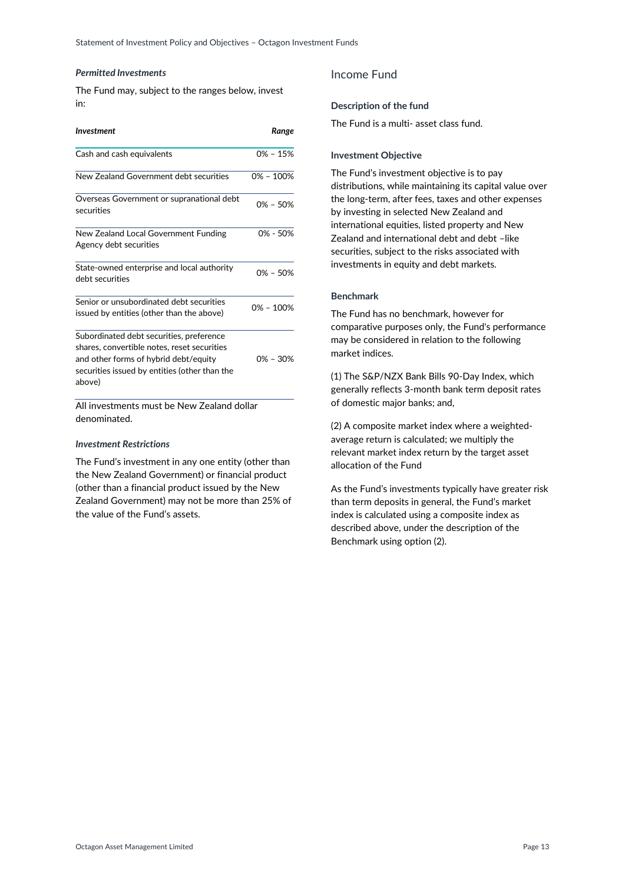#### *Permitted Investments*

The Fund may, subject to the ranges below, invest in:

| *Investment* | *Range* |
|---|---|
| Cash and cash equivalents | 0% – 15% |
| New Zealand Government debt securities | 0% – 100% |
| Overseas Government or supranational debt securities | 0% – 50% |
| New Zealand Local Government Funding Agency debt securities | 0% - 50% |
| State-owned enterprise and local authority debt securities | 0% – 50% |
| Senior or unsubordinated debt securities issued by entities (other than the above) | 0% – 100% |
| Subordinated debt securities, preference shares, convertible notes, reset securities and other forms of hybrid debt/equity securities issued by entities (other than the above) | 0% – 30% |

All investments must be New Zealand dollar denominated.

#### *Investment Restrictions*

The Fund's investment in any one entity (other than the New Zealand Government) or financial product (other than a financial product issued by the New Zealand Government) may not be more than 25% of the value of the Fund's assets.

## Income Fund

#### Description of the fund

The Fund is a multi- asset class fund.

#### Investment Objective

The Fund's investment objective is to pay distributions, while maintaining its capital value over the long-term, after fees, taxes and other expenses by investing in selected New Zealand and international equities, listed property and New Zealand and international debt and debt –like securities, subject to the risks associated with investments in equity and debt markets.

#### Benchmark

The Fund has no benchmark, however for comparative purposes only, the Fund's performance may be considered in relation to the following market indices.

(1) The S&P/NZX Bank Bills 90-Day Index, which generally reflects 3-month bank term deposit rates of domestic major banks; and,

(2) A composite market index where a weighted-average return is calculated; we multiply the relevant market index return by the target asset allocation of the Fund

As the Fund's investments typically have greater risk than term deposits in general, the Fund's market index is calculated using a composite index as described above, under the description of the Benchmark using option (2).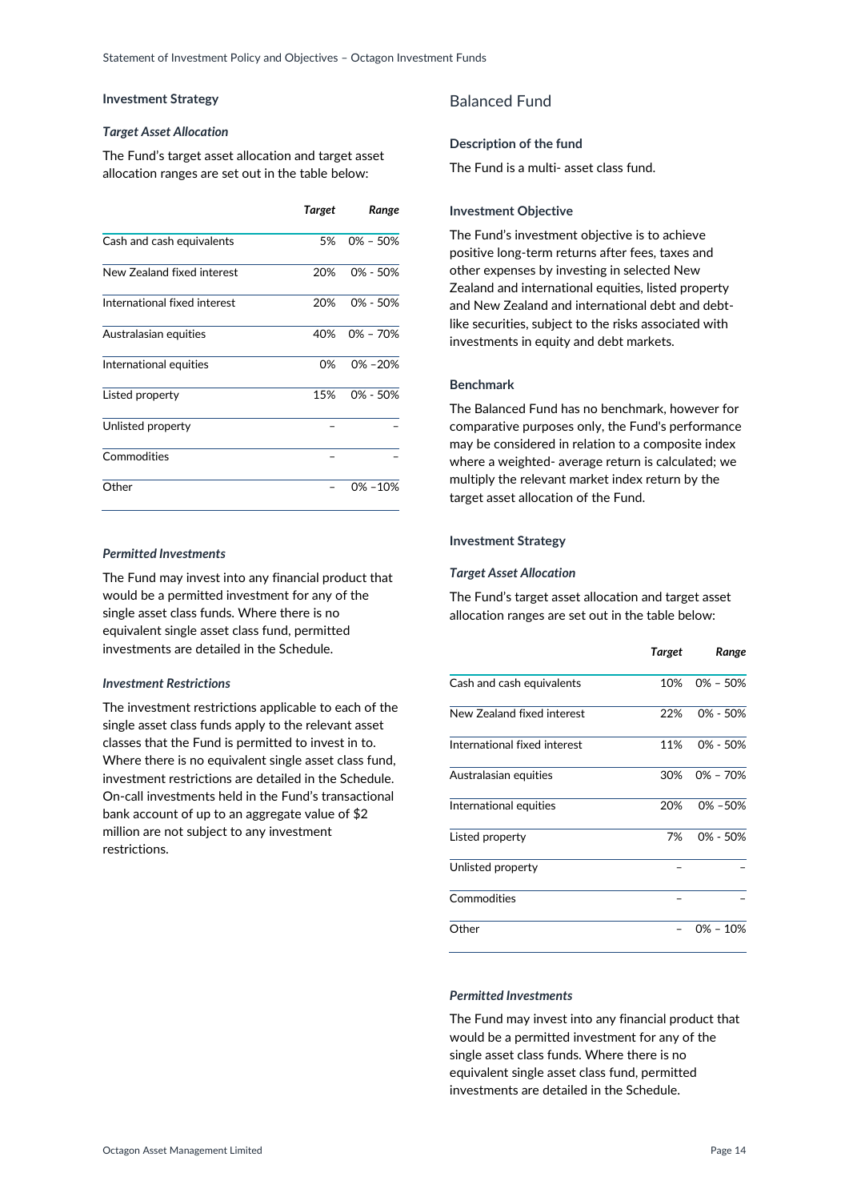### Investment Strategy

#### *Target Asset Allocation*

The Fund's target asset allocation and target asset allocation ranges are set out in the table below:

| | *Target* | *Range* |
|---|---|---|
| Cash and cash equivalents | 5% | 0% – 50% |
| New Zealand fixed interest | 20% | 0% - 50% |
| International fixed interest | 20% | 0% - 50% |
| Australasian equities | 40% | 0% – 70% |
| International equities | 0% | 0% –20% |
| Listed property | 15% | 0% - 50% |
| Unlisted property | – | – |
| Commodities | – | – |
| Other | – | 0% –10% |

#### *Permitted Investments*

The Fund may invest into any financial product that would be a permitted investment for any of the single asset class funds. Where there is no equivalent single asset class fund, permitted investments are detailed in the Schedule.

#### *Investment Restrictions*

The investment restrictions applicable to each of the single asset class funds apply to the relevant asset classes that the Fund is permitted to invest in to. Where there is no equivalent single asset class fund, investment restrictions are detailed in the Schedule. On-call investments held in the Fund's transactional bank account of up to an aggregate value of $2 million are not subject to any investment restrictions.

## Balanced Fund

### Description of the fund

The Fund is a multi- asset class fund.

### Investment Objective

The Fund's investment objective is to achieve positive long-term returns after fees, taxes and other expenses by investing in selected New Zealand and international equities, listed property and New Zealand and international debt and debt-like securities, subject to the risks associated with investments in equity and debt markets.

### Benchmark

The Balanced Fund has no benchmark, however for comparative purposes only, the Fund's performance may be considered in relation to a composite index where a weighted- average return is calculated; we multiply the relevant market index return by the target asset allocation of the Fund.

### Investment Strategy

#### *Target Asset Allocation*

The Fund's target asset allocation and target asset allocation ranges are set out in the table below:

| | *Target* | *Range* |
|---|---|---|
| Cash and cash equivalents | 10% | 0% – 50% |
| New Zealand fixed interest | 22% | 0% - 50% |
| International fixed interest | 11% | 0% - 50% |
| Australasian equities | 30% | 0% – 70% |
| International equities | 20% | 0% –50% |
| Listed property | 7% | 0% - 50% |
| Unlisted property | – | – |
| Commodities | – | – |
| Other | – | 0% – 10% |

#### *Permitted Investments*

The Fund may invest into any financial product that would be a permitted investment for any of the single asset class funds. Where there is no equivalent single asset class fund, permitted investments are detailed in the Schedule.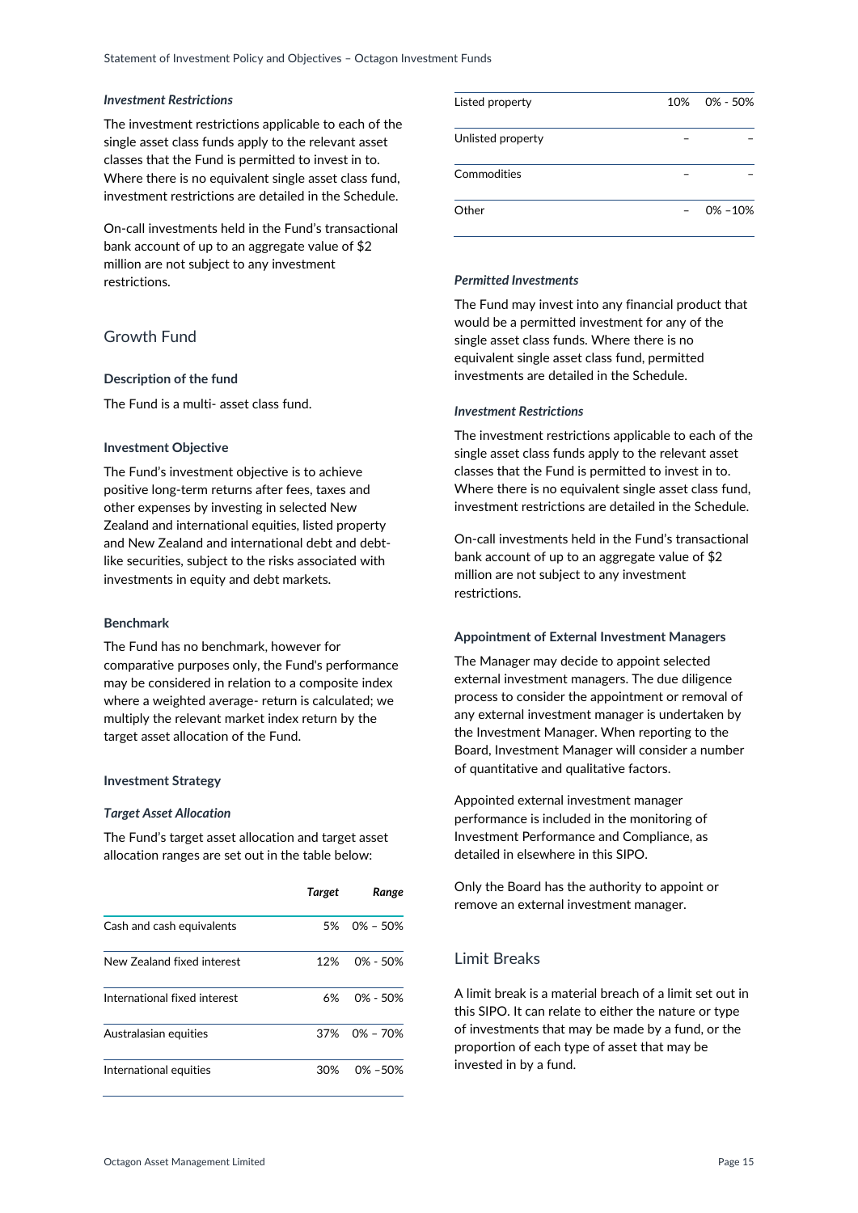*Investment Restrictions*

The investment restrictions applicable to each of the single asset class funds apply to the relevant asset classes that the Fund is permitted to invest in to. Where there is no equivalent single asset class fund, investment restrictions are detailed in the Schedule.

On-call investments held in the Fund's transactional bank account of up to an aggregate value of $2 million are not subject to any investment restrictions.

## Growth Fund

**Description of the fund**

The Fund is a multi- asset class fund.

**Investment Objective**

The Fund's investment objective is to achieve positive long-term returns after fees, taxes and other expenses by investing in selected New Zealand and international equities, listed property and New Zealand and international debt and debt-like securities, subject to the risks associated with investments in equity and debt markets.

**Benchmark**

The Fund has no benchmark, however for comparative purposes only, the Fund's performance may be considered in relation to a composite index where a weighted average- return is calculated; we multiply the relevant market index return by the target asset allocation of the Fund.

**Investment Strategy**

*Target Asset Allocation*

The Fund's target asset allocation and target asset allocation ranges are set out in the table below:

| | *Target* | *Range* |
|---|---|---|
| Cash and cash equivalents | 5% | 0% – 50% |
| New Zealand fixed interest | 12% | 0% - 50% |
| International fixed interest | 6% | 0% - 50% |
| Australasian equities | 37% | 0% – 70% |
| International equities | 30% | 0% –50% |
| Listed property | 10% | 0% - 50% |
| Unlisted property | – | – |
| Commodities | – | – |
| Other | – | 0% –10% |

*Permitted Investments*

The Fund may invest into any financial product that would be a permitted investment for any of the single asset class funds. Where there is no equivalent single asset class fund, permitted investments are detailed in the Schedule.

*Investment Restrictions*

The investment restrictions applicable to each of the single asset class funds apply to the relevant asset classes that the Fund is permitted to invest in to. Where there is no equivalent single asset class fund, investment restrictions are detailed in the Schedule.

On-call investments held in the Fund's transactional bank account of up to an aggregate value of $2 million are not subject to any investment restrictions.

**Appointment of External Investment Managers**

The Manager may decide to appoint selected external investment managers. The due diligence process to consider the appointment or removal of any external investment manager is undertaken by the Investment Manager. When reporting to the Board, Investment Manager will consider a number of quantitative and qualitative factors.

Appointed external investment manager performance is included in the monitoring of Investment Performance and Compliance, as detailed in elsewhere in this SIPO.

Only the Board has the authority to appoint or remove an external investment manager.

## Limit Breaks

A limit break is a material breach of a limit set out in this SIPO. It can relate to either the nature or type of investments that may be made by a fund, or the proportion of each type of asset that may be invested in by a fund.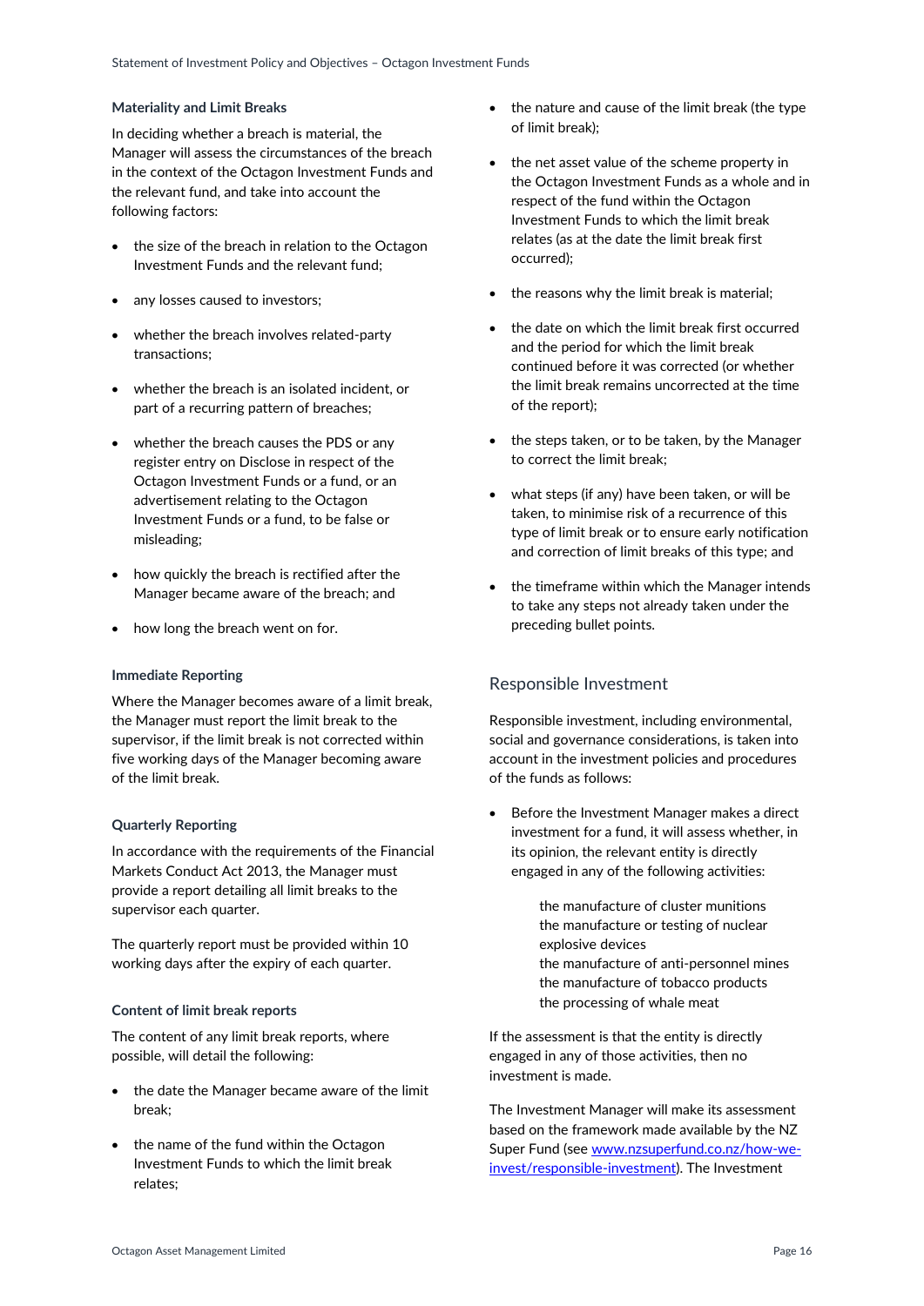### Materiality and Limit Breaks

In deciding whether a breach is material, the Manager will assess the circumstances of the breach in the context of the Octagon Investment Funds and the relevant fund, and take into account the following factors:

- the size of the breach in relation to the Octagon Investment Funds and the relevant fund;
- any losses caused to investors;
- whether the breach involves related-party transactions;
- whether the breach is an isolated incident, or part of a recurring pattern of breaches;
- whether the breach causes the PDS or any register entry on Disclose in respect of the Octagon Investment Funds or a fund, or an advertisement relating to the Octagon Investment Funds or a fund, to be false or misleading;
- how quickly the breach is rectified after the Manager became aware of the breach; and
- how long the breach went on for.

### Immediate Reporting

Where the Manager becomes aware of a limit break, the Manager must report the limit break to the supervisor, if the limit break is not corrected within five working days of the Manager becoming aware of the limit break.

### Quarterly Reporting

In accordance with the requirements of the Financial Markets Conduct Act 2013, the Manager must provide a report detailing all limit breaks to the supervisor each quarter.

The quarterly report must be provided within 10 working days after the expiry of each quarter.

### Content of limit break reports

The content of any limit break reports, where possible, will detail the following:

- the date the Manager became aware of the limit break;
- the name of the fund within the Octagon Investment Funds to which the limit break relates;
- the nature and cause of the limit break (the type of limit break);
- the net asset value of the scheme property in the Octagon Investment Funds as a whole and in respect of the fund within the Octagon Investment Funds to which the limit break relates (as at the date the limit break first occurred);
- the reasons why the limit break is material;
- the date on which the limit break first occurred and the period for which the limit break continued before it was corrected (or whether the limit break remains uncorrected at the time of the report);
- the steps taken, or to be taken, by the Manager to correct the limit break;
- what steps (if any) have been taken, or will be taken, to minimise risk of a recurrence of this type of limit break or to ensure early notification and correction of limit breaks of this type; and
- the timeframe within which the Manager intends to take any steps not already taken under the preceding bullet points.

## Responsible Investment

Responsible investment, including environmental, social and governance considerations, is taken into account in the investment policies and procedures of the funds as follows:

- Before the Investment Manager makes a direct investment for a fund, it will assess whether, in its opinion, the relevant entity is directly engaged in any of the following activities:

    the manufacture of cluster munitions
    the manufacture or testing of nuclear explosive devices
    the manufacture of anti-personnel mines
    the manufacture of tobacco products
    the processing of whale meat

If the assessment is that the entity is directly engaged in any of those activities, then no investment is made.

The Investment Manager will make its assessment based on the framework made available by the NZ Super Fund (see [www.nzsuperfund.co.nz/how-we-invest/responsible-investment](www.nzsuperfund.co.nz/how-we-invest/responsible-investment)). The Investment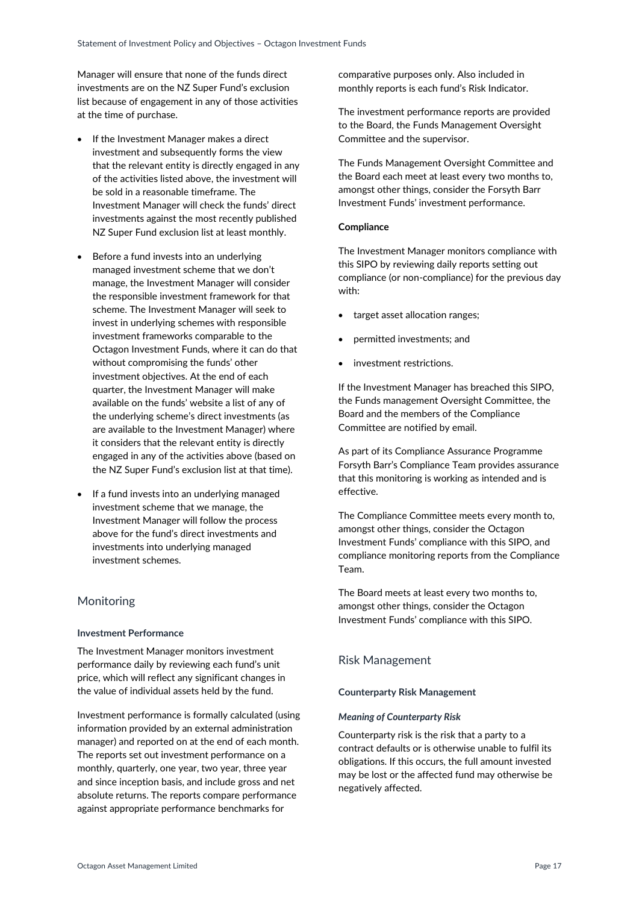Manager will ensure that none of the funds direct investments are on the NZ Super Fund's exclusion list because of engagement in any of those activities at the time of purchase.

- If the Investment Manager makes a direct investment and subsequently forms the view that the relevant entity is directly engaged in any of the activities listed above, the investment will be sold in a reasonable timeframe. The Investment Manager will check the funds' direct investments against the most recently published NZ Super Fund exclusion list at least monthly.
- Before a fund invests into an underlying managed investment scheme that we don't manage, the Investment Manager will consider the responsible investment framework for that scheme. The Investment Manager will seek to invest in underlying schemes with responsible investment frameworks comparable to the Octagon Investment Funds, where it can do that without compromising the funds' other investment objectives. At the end of each quarter, the Investment Manager will make available on the funds' website a list of any of the underlying scheme's direct investments (as are available to the Investment Manager) where it considers that the relevant entity is directly engaged in any of the activities above (based on the NZ Super Fund's exclusion list at that time).
- If a fund invests into an underlying managed investment scheme that we manage, the Investment Manager will follow the process above for the fund's direct investments and investments into underlying managed investment schemes.

## Monitoring

**Investment Performance**

The Investment Manager monitors investment performance daily by reviewing each fund's unit price, which will reflect any significant changes in the value of individual assets held by the fund.

Investment performance is formally calculated (using information provided by an external administration manager) and reported on at the end of each month. The reports set out investment performance on a monthly, quarterly, one year, two year, three year and since inception basis, and include gross and net absolute returns. The reports compare performance against appropriate performance benchmarks for comparative purposes only. Also included in monthly reports is each fund's Risk Indicator.

The investment performance reports are provided to the Board, the Funds Management Oversight Committee and the supervisor.

The Funds Management Oversight Committee and the Board each meet at least every two months to, amongst other things, consider the Forsyth Barr Investment Funds' investment performance.

**Compliance**

The Investment Manager monitors compliance with this SIPO by reviewing daily reports setting out compliance (or non-compliance) for the previous day with:

- target asset allocation ranges;
- permitted investments; and
- investment restrictions.

If the Investment Manager has breached this SIPO, the Funds management Oversight Committee, the Board and the members of the Compliance Committee are notified by email.

As part of its Compliance Assurance Programme Forsyth Barr's Compliance Team provides assurance that this monitoring is working as intended and is effective.

The Compliance Committee meets every month to, amongst other things, consider the Octagon Investment Funds' compliance with this SIPO, and compliance monitoring reports from the Compliance Team.

The Board meets at least every two months to, amongst other things, consider the Octagon Investment Funds' compliance with this SIPO.

## Risk Management

**Counterparty Risk Management**

***Meaning of Counterparty Risk***

Counterparty risk is the risk that a party to a contract defaults or is otherwise unable to fulfil its obligations. If this occurs, the full amount invested may be lost or the affected fund may otherwise be negatively affected.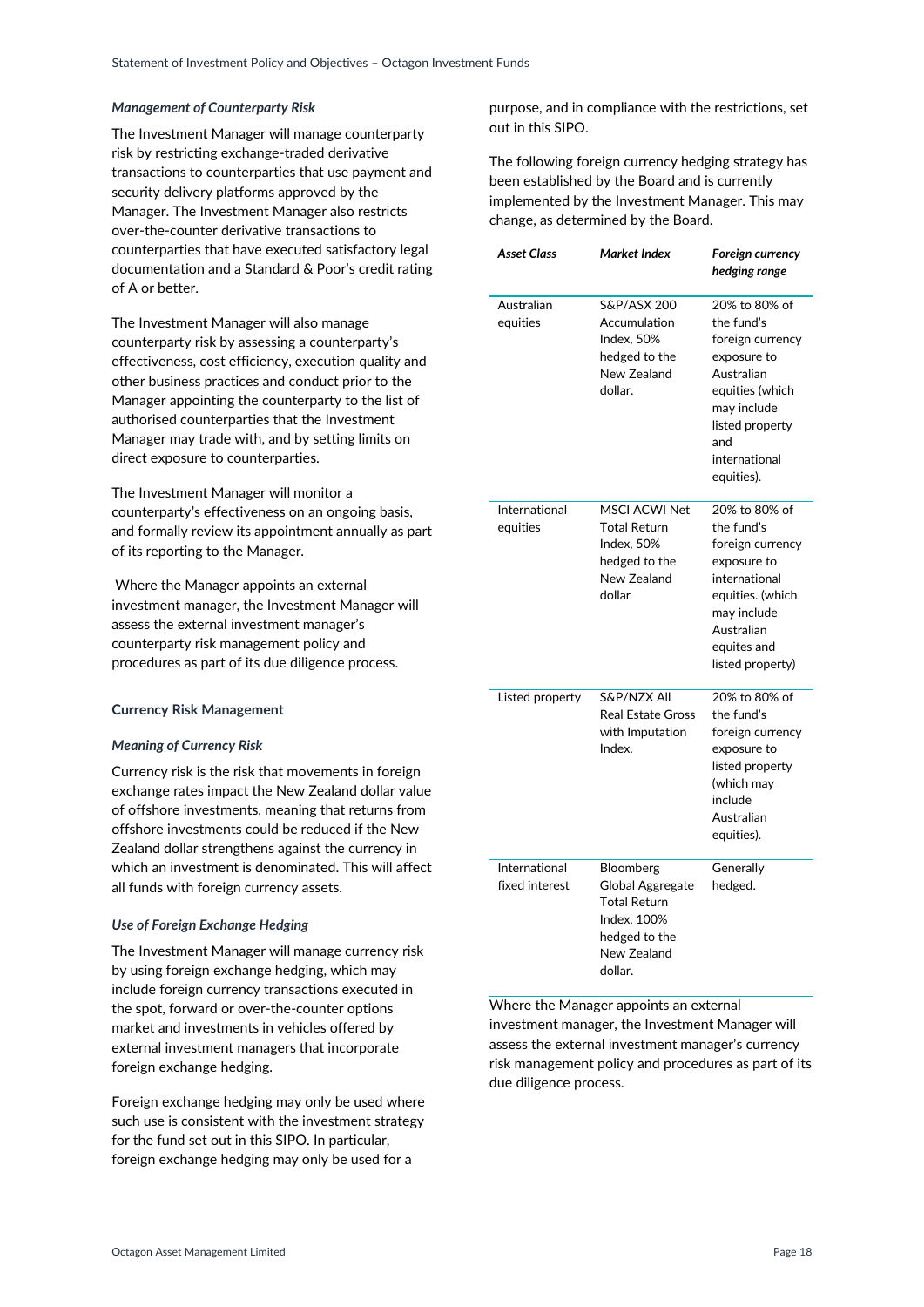*Management of Counterparty Risk*

The Investment Manager will manage counterparty risk by restricting exchange-traded derivative transactions to counterparties that use payment and security delivery platforms approved by the Manager. The Investment Manager also restricts over-the-counter derivative transactions to counterparties that have executed satisfactory legal documentation and a Standard & Poor's credit rating of A or better.

The Investment Manager will also manage counterparty risk by assessing a counterparty's effectiveness, cost efficiency, execution quality and other business practices and conduct prior to the Manager appointing the counterparty to the list of authorised counterparties that the Investment Manager may trade with, and by setting limits on direct exposure to counterparties.

The Investment Manager will monitor a counterparty's effectiveness on an ongoing basis, and formally review its appointment annually as part of its reporting to the Manager.

Where the Manager appoints an external investment manager, the Investment Manager will assess the external investment manager's counterparty risk management policy and procedures as part of its due diligence process.

**Currency Risk Management**

*Meaning of Currency Risk*

Currency risk is the risk that movements in foreign exchange rates impact the New Zealand dollar value of offshore investments, meaning that returns from offshore investments could be reduced if the New Zealand dollar strengthens against the currency in which an investment is denominated. This will affect all funds with foreign currency assets.

*Use of Foreign Exchange Hedging*

The Investment Manager will manage currency risk by using foreign exchange hedging, which may include foreign currency transactions executed in the spot, forward or over-the-counter options market and investments in vehicles offered by external investment managers that incorporate foreign exchange hedging.

Foreign exchange hedging may only be used where such use is consistent with the investment strategy for the fund set out in this SIPO. In particular, foreign exchange hedging may only be used for a purpose, and in compliance with the restrictions, set out in this SIPO.

The following foreign currency hedging strategy has been established by the Board and is currently implemented by the Investment Manager. This may change, as determined by the Board.

| ***Asset Class*** | ***Market Index*** | ***Foreign currency hedging range*** |
|---|---|---|
| Australian equities | S&P/ASX 200 Accumulation Index, 50% hedged to the New Zealand dollar. | 20% to 80% of the fund's foreign currency exposure to Australian equities (which may include listed property and international equities). |
| International equities | MSCI ACWI Net Total Return Index, 50% hedged to the New Zealand dollar | 20% to 80% of the fund's foreign currency exposure to international equities. (which may include Australian equites and listed property) |
| Listed property | S&P/NZX All Real Estate Gross with Imputation Index. | 20% to 80% of the fund's foreign currency exposure to listed property (which may include Australian equities). |
| International fixed interest | Bloomberg Global Aggregate Total Return Index, 100% hedged to the New Zealand dollar. | Generally hedged. |

Where the Manager appoints an external investment manager, the Investment Manager will assess the external investment manager's currency risk management policy and procedures as part of its due diligence process.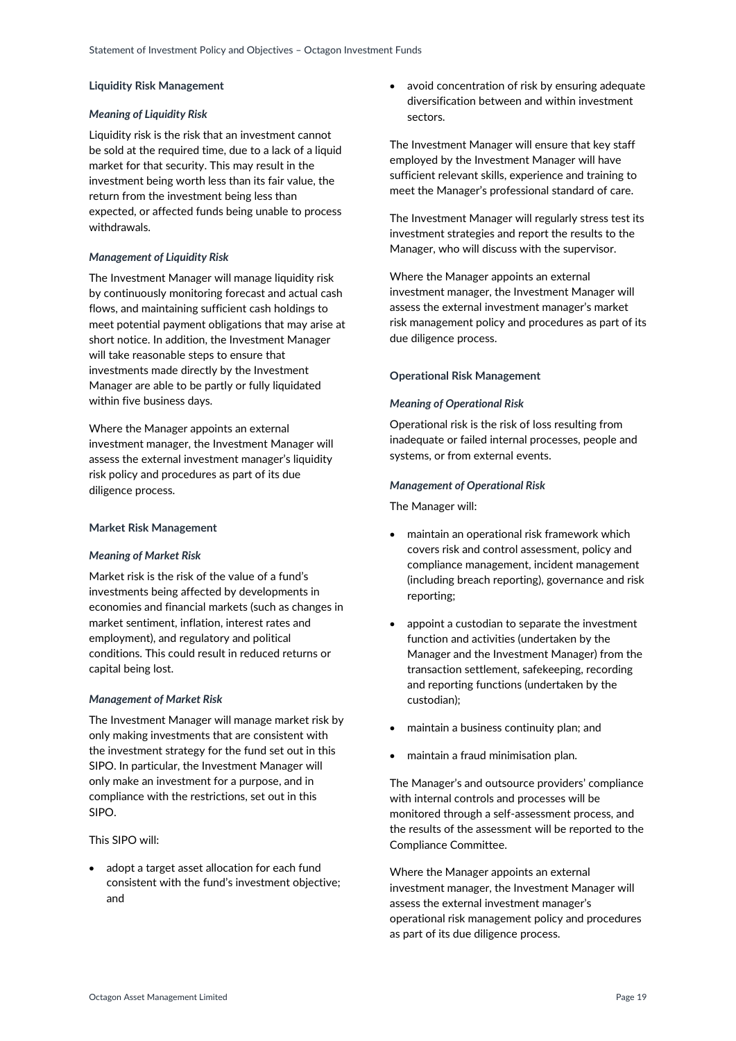### Liquidity Risk Management

#### *Meaning of Liquidity Risk*

Liquidity risk is the risk that an investment cannot be sold at the required time, due to a lack of a liquid market for that security. This may result in the investment being worth less than its fair value, the return from the investment being less than expected, or affected funds being unable to process withdrawals.

#### *Management of Liquidity Risk*

The Investment Manager will manage liquidity risk by continuously monitoring forecast and actual cash flows, and maintaining sufficient cash holdings to meet potential payment obligations that may arise at short notice. In addition, the Investment Manager will take reasonable steps to ensure that investments made directly by the Investment Manager are able to be partly or fully liquidated within five business days.

Where the Manager appoints an external investment manager, the Investment Manager will assess the external investment manager's liquidity risk policy and procedures as part of its due diligence process.

### Market Risk Management

#### *Meaning of Market Risk*

Market risk is the risk of the value of a fund's investments being affected by developments in economies and financial markets (such as changes in market sentiment, inflation, interest rates and employment), and regulatory and political conditions. This could result in reduced returns or capital being lost.

#### *Management of Market Risk*

The Investment Manager will manage market risk by only making investments that are consistent with the investment strategy for the fund set out in this SIPO. In particular, the Investment Manager will only make an investment for a purpose, and in compliance with the restrictions, set out in this SIPO.

This SIPO will:

- adopt a target asset allocation for each fund consistent with the fund's investment objective; and
- avoid concentration of risk by ensuring adequate diversification between and within investment sectors.

The Investment Manager will ensure that key staff employed by the Investment Manager will have sufficient relevant skills, experience and training to meet the Manager's professional standard of care.

The Investment Manager will regularly stress test its investment strategies and report the results to the Manager, who will discuss with the supervisor.

Where the Manager appoints an external investment manager, the Investment Manager will assess the external investment manager's market risk management policy and procedures as part of its due diligence process.

### Operational Risk Management

#### *Meaning of Operational Risk*

Operational risk is the risk of loss resulting from inadequate or failed internal processes, people and systems, or from external events.

#### *Management of Operational Risk*

The Manager will:

- maintain an operational risk framework which covers risk and control assessment, policy and compliance management, incident management (including breach reporting), governance and risk reporting;
- appoint a custodian to separate the investment function and activities (undertaken by the Manager and the Investment Manager) from the transaction settlement, safekeeping, recording and reporting functions (undertaken by the custodian);
- maintain a business continuity plan; and
- maintain a fraud minimisation plan.

The Manager's and outsource providers' compliance with internal controls and processes will be monitored through a self-assessment process, and the results of the assessment will be reported to the Compliance Committee.

Where the Manager appoints an external investment manager, the Investment Manager will assess the external investment manager's operational risk management policy and procedures as part of its due diligence process.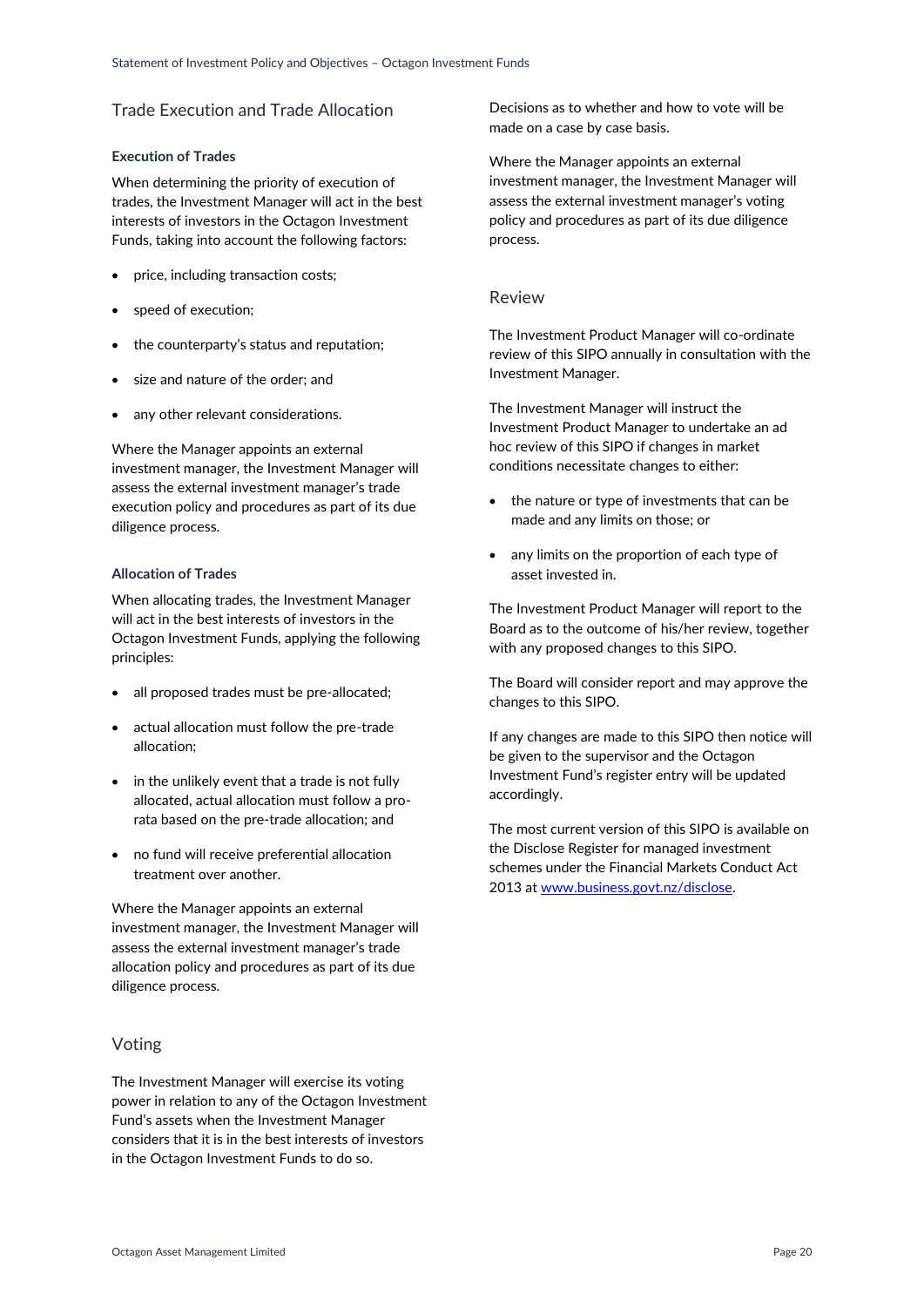## Trade Execution and Trade Allocation

### Execution of Trades

When determining the priority of execution of trades, the Investment Manager will act in the best interests of investors in the Octagon Investment Funds, taking into account the following factors:

- price, including transaction costs;
- speed of execution;
- the counterparty's status and reputation;
- size and nature of the order; and
- any other relevant considerations.

Where the Manager appoints an external investment manager, the Investment Manager will assess the external investment manager's trade execution policy and procedures as part of its due diligence process.

### Allocation of Trades

When allocating trades, the Investment Manager will act in the best interests of investors in the Octagon Investment Funds, applying the following principles:

- all proposed trades must be pre-allocated;
- actual allocation must follow the pre-trade allocation;
- in the unlikely event that a trade is not fully allocated, actual allocation must follow a pro-rata based on the pre-trade allocation; and
- no fund will receive preferential allocation treatment over another.

Where the Manager appoints an external investment manager, the Investment Manager will assess the external investment manager's trade allocation policy and procedures as part of its due diligence process.

## Voting

The Investment Manager will exercise its voting power in relation to any of the Octagon Investment Fund's assets when the Investment Manager considers that it is in the best interests of investors in the Octagon Investment Funds to do so.

Decisions as to whether and how to vote will be made on a case by case basis.

Where the Manager appoints an external investment manager, the Investment Manager will assess the external investment manager's voting policy and procedures as part of its due diligence process.

## Review

The Investment Product Manager will co-ordinate review of this SIPO annually in consultation with the Investment Manager.

The Investment Manager will instruct the Investment Product Manager to undertake an ad hoc review of this SIPO if changes in market conditions necessitate changes to either:

- the nature or type of investments that can be made and any limits on those; or
- any limits on the proportion of each type of asset invested in.

The Investment Product Manager will report to the Board as to the outcome of his/her review, together with any proposed changes to this SIPO.

The Board will consider report and may approve the changes to this SIPO.

If any changes are made to this SIPO then notice will be given to the supervisor and the Octagon Investment Fund's register entry will be updated accordingly.

The most current version of this SIPO is available on the Disclose Register for managed investment schemes under the Financial Markets Conduct Act 2013 at [www.business.govt.nz/disclose](www.business.govt.nz/disclose).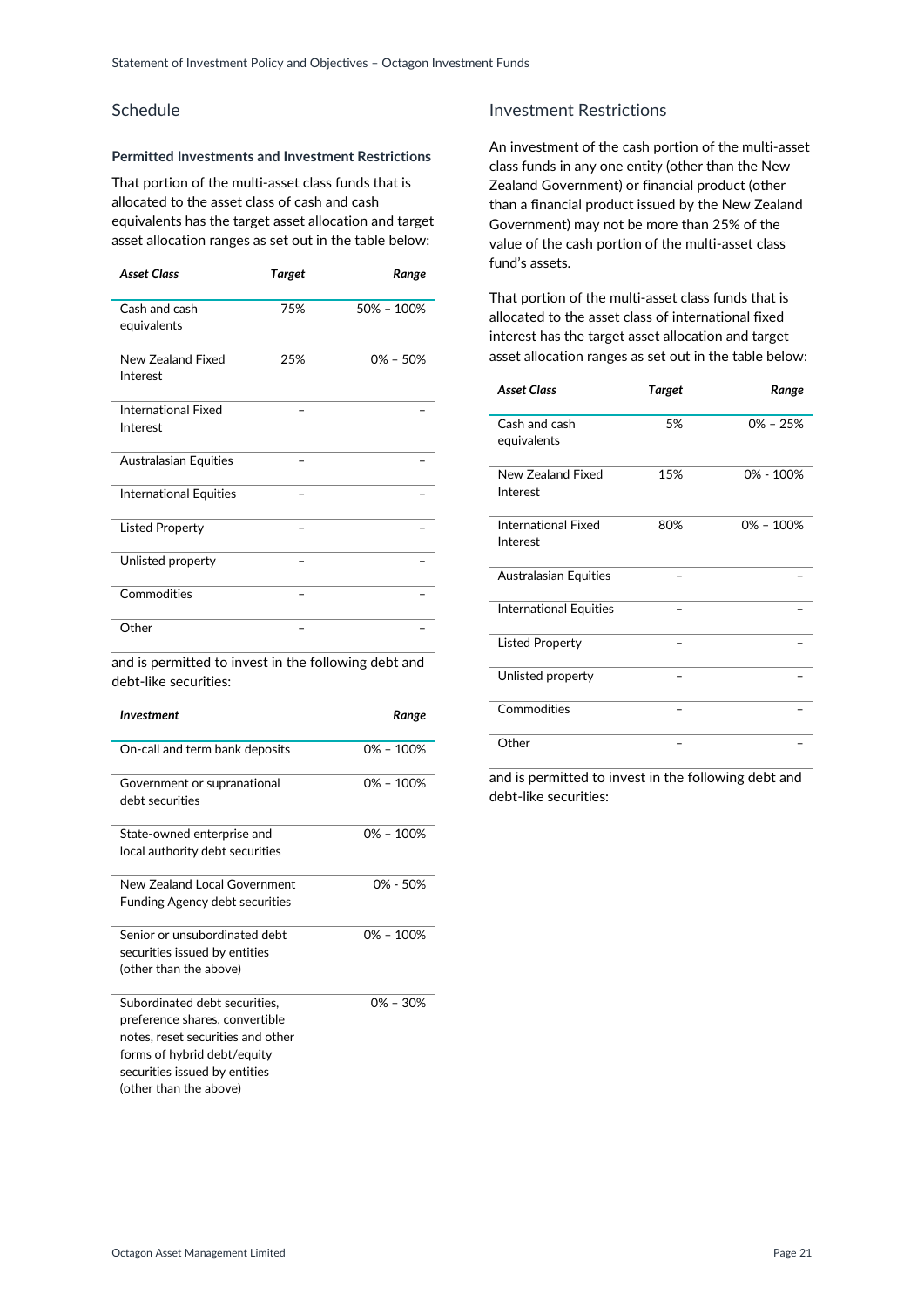## Schedule

### Permitted Investments and Investment Restrictions

That portion of the multi-asset class funds that is allocated to the asset class of cash and cash equivalents has the target asset allocation and target asset allocation ranges as set out in the table below:

| *Asset Class* | *Target* | *Range* |
|---|---|---|
| Cash and cash equivalents | 75% | 50% – 100% |
| New Zealand Fixed Interest | 25% | 0% – 50% |
| International Fixed Interest | – | – |
| Australasian Equities | – | – |
| International Equities | – | – |
| Listed Property | – | – |
| Unlisted property | – | – |
| Commodities | – | – |
| Other | – | – |

and is permitted to invest in the following debt and debt-like securities:

| *Investment* | *Range* |
|---|---|
| On-call and term bank deposits | 0% – 100% |
| Government or supranational debt securities | 0% – 100% |
| State-owned enterprise and local authority debt securities | 0% – 100% |
| New Zealand Local Government Funding Agency debt securities | 0% - 50% |
| Senior or unsubordinated debt securities issued by entities (other than the above) | 0% – 100% |
| Subordinated debt securities, preference shares, convertible notes, reset securities and other forms of hybrid debt/equity securities issued by entities (other than the above) | 0% – 30% |

## Investment Restrictions

An investment of the cash portion of the multi-asset class funds in any one entity (other than the New Zealand Government) or financial product (other than a financial product issued by the New Zealand Government) may not be more than 25% of the value of the cash portion of the multi-asset class fund's assets.

That portion of the multi-asset class funds that is allocated to the asset class of international fixed interest has the target asset allocation and target asset allocation ranges as set out in the table below:

| *Asset Class* | *Target* | *Range* |
|---|---|---|
| Cash and cash equivalents | 5% | 0% – 25% |
| New Zealand Fixed Interest | 15% | 0% - 100% |
| International Fixed Interest | 80% | 0% – 100% |
| Australasian Equities | – | – |
| International Equities | – | – |
| Listed Property | – | – |
| Unlisted property | – | – |
| Commodities | – | – |
| Other | – | – |

and is permitted to invest in the following debt and debt-like securities: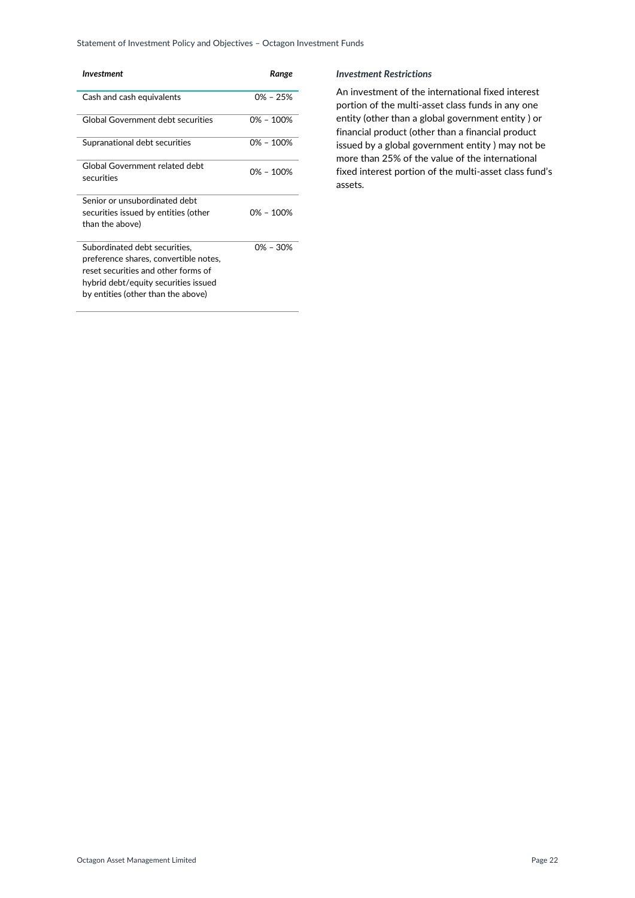| *Investment* | *Range* |
| --- | --- |
| Cash and cash equivalents | 0% – 25% |
| Global Government debt securities | 0% – 100% |
| Supranational debt securities | 0% – 100% |
| Global Government related debt securities | 0% – 100% |
| Senior or unsubordinated debt securities issued by entities (other than the above) | 0% – 100% |
| Subordinated debt securities, preference shares, convertible notes, reset securities and other forms of hybrid debt/equity securities issued by entities (other than the above) | 0% – 30% |

### *Investment Restrictions*

An investment of the international fixed interest portion of the multi-asset class funds in any one entity (other than a global government entity ) or financial product (other than a financial product issued by a global government entity ) may not be more than 25% of the value of the international fixed interest portion of the multi-asset class fund's assets.